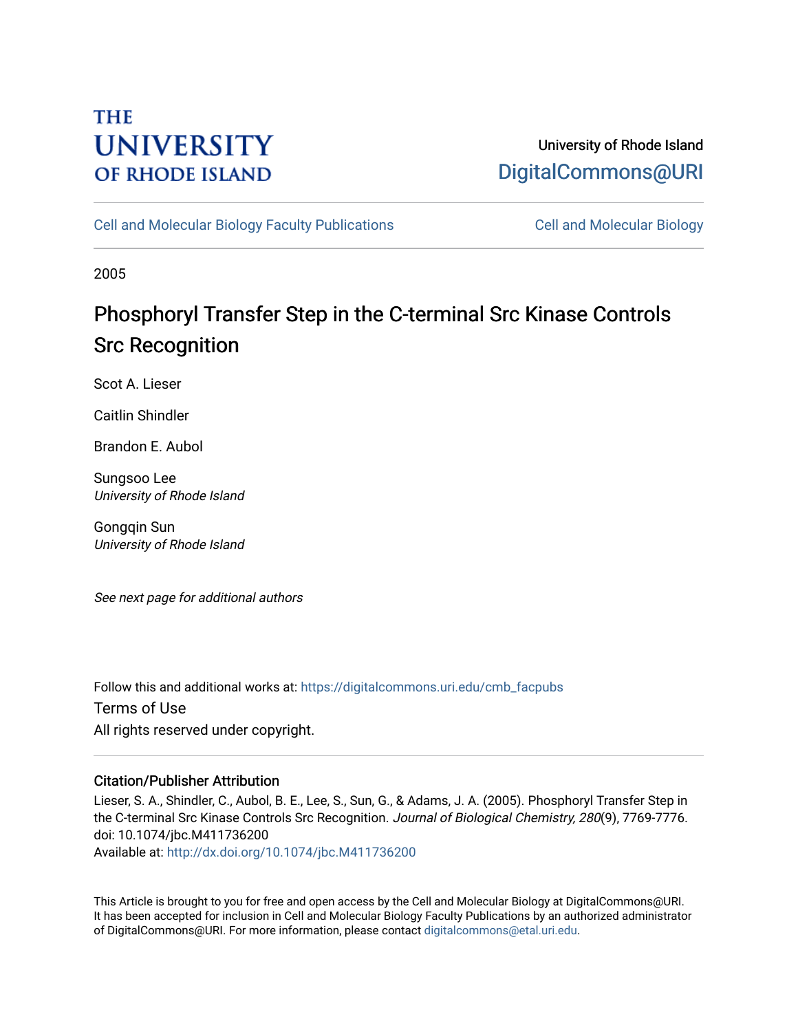THE UNIVERSITY OF RHODE ISLAND

University of Rhode Island
DigitalCommons@URI

Cell and Molecular Biology Faculty Publications | Cell and Molecular Biology

2005

# Phosphoryl Transfer Step in the C-terminal Src Kinase Controls Src Recognition

Scot A. Lieser

Caitlin Shindler

Brandon E. Aubol

Sungsoo Lee
*University of Rhode Island*

Gongqin Sun
*University of Rhode Island*

*See next page for additional authors*

Follow this and additional works at: https://digitalcommons.uri.edu/cmb_facpubs

Terms of Use
All rights reserved under copyright.

## Citation/Publisher Attribution

Lieser, S. A., Shindler, C., Aubol, B. E., Lee, S., Sun, G., & Adams, J. A. (2005). Phosphoryl Transfer Step in the C-terminal Src Kinase Controls Src Recognition. *Journal of Biological Chemistry, 280*(9), 7769-7776. doi: 10.1074/jbc.M411736200
Available at: http://dx.doi.org/10.1074/jbc.M411736200

This Article is brought to you for free and open access by the Cell and Molecular Biology at DigitalCommons@URI. It has been accepted for inclusion in Cell and Molecular Biology Faculty Publications by an authorized administrator of DigitalCommons@URI. For more information, please contact digitalcommons@etal.uri.edu.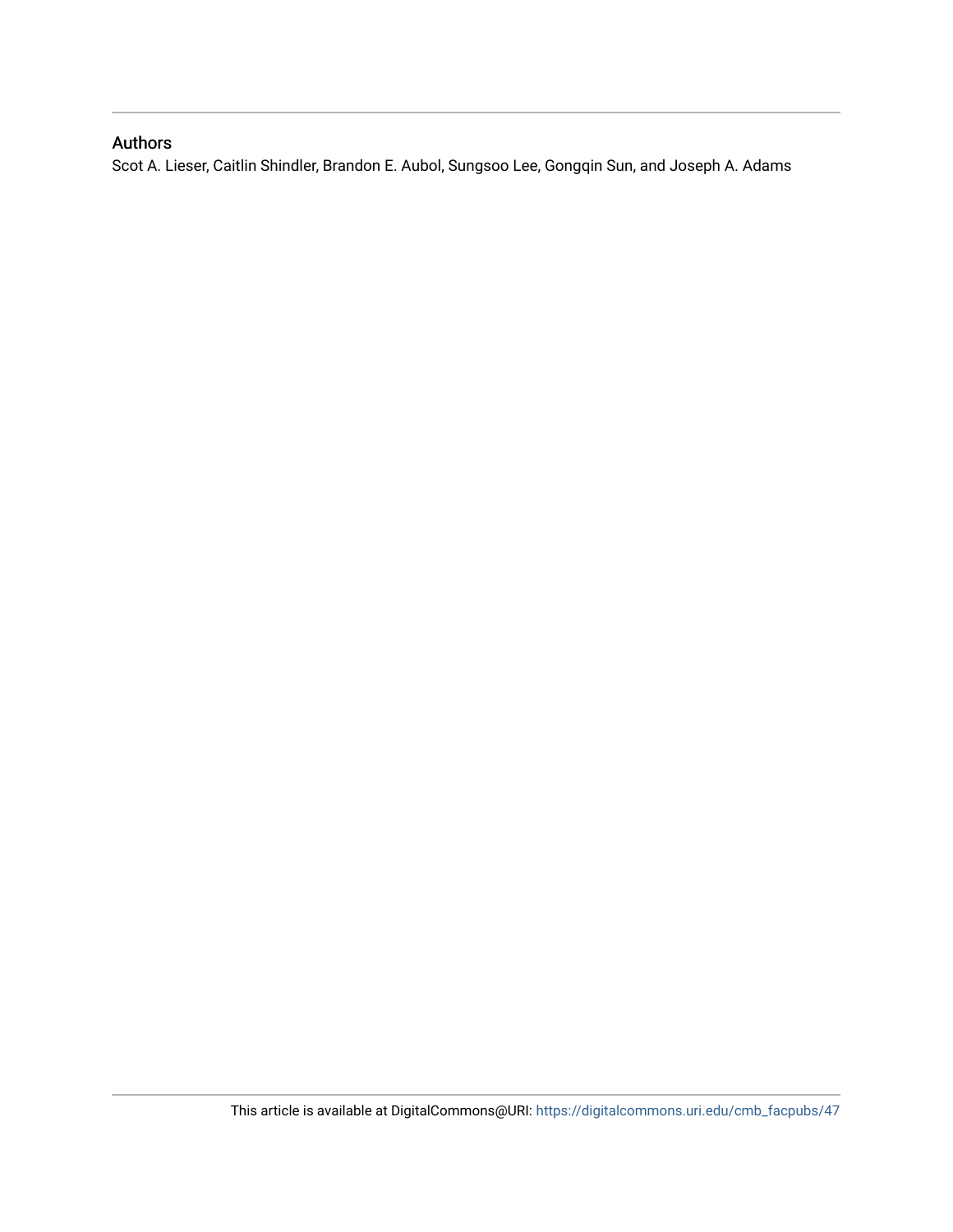## Authors

Scot A. Lieser, Caitlin Shindler, Brandon E. Aubol, Sungsoo Lee, Gongqin Sun, and Joseph A. Adams

This article is available at DigitalCommons@URI: https://digitalcommons.uri.edu/cmb_facpubs/47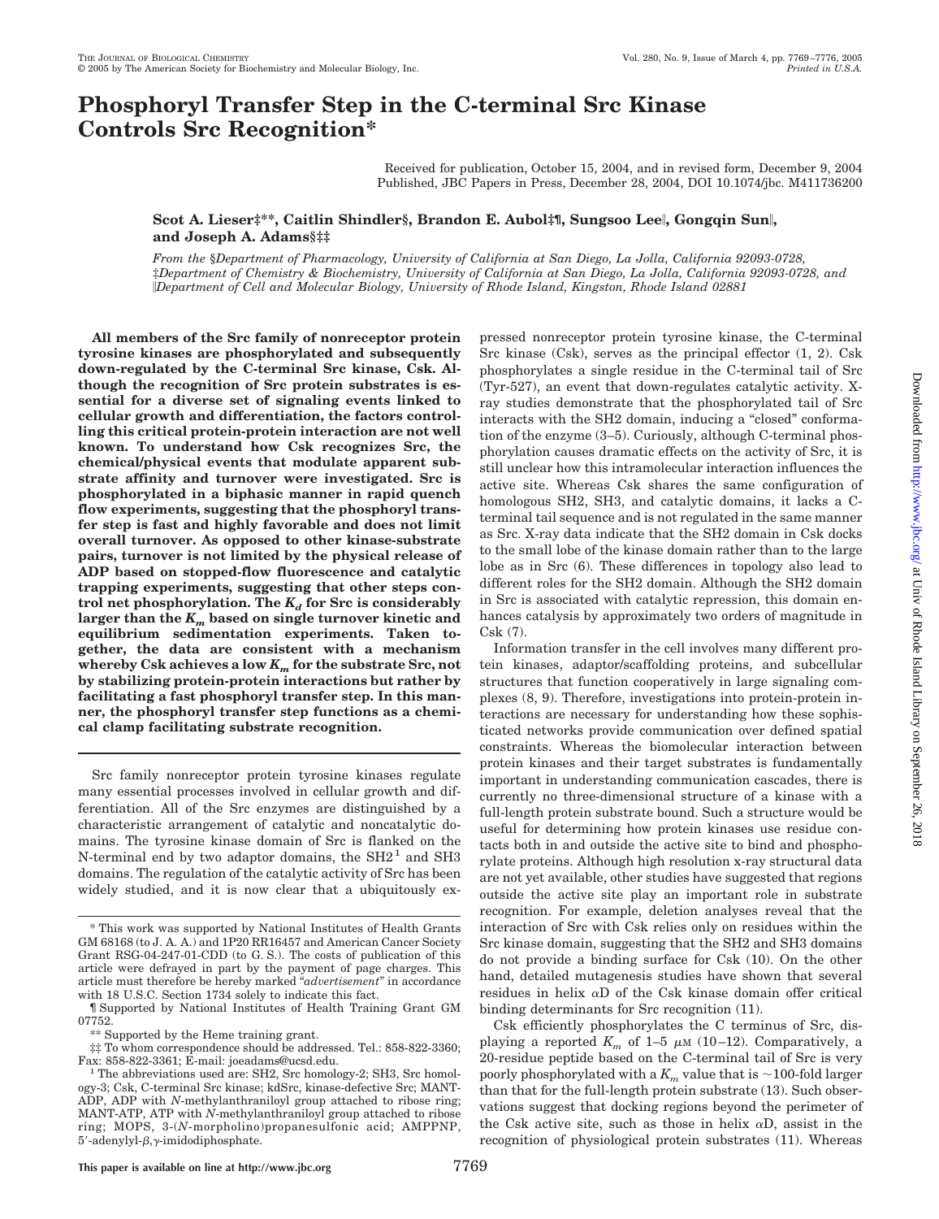# Phosphoryl Transfer Step in the C-terminal Src Kinase Controls Src Recognition*

Received for publication, October 15, 2004, and in revised form, December 9, 2004
Published, JBC Papers in Press, December 28, 2004, DOI 10.1074/jbc. M411736200

**Scot A. Lieser‡\*\*, Caitlin Shindler§, Brandon E. Aubol‡¶, Sungsoo Lee‖, Gongqin Sun‖, and Joseph A. Adams§‡‡**

*From the §Department of Pharmacology, University of California at San Diego, La Jolla, California 92093-0728, ‡Department of Chemistry & Biochemistry, University of California at San Diego, La Jolla, California 92093-0728, and ‖Department of Cell and Molecular Biology, University of Rhode Island, Kingston, Rhode Island 02881*

**All members of the Src family of nonreceptor protein tyrosine kinases are phosphorylated and subsequently down-regulated by the C-terminal Src kinase, Csk. Although the recognition of Src protein substrates is essential for a diverse set of signaling events linked to cellular growth and differentiation, the factors controlling this critical protein-protein interaction are not well known. To understand how Csk recognizes Src, the chemical/physical events that modulate apparent substrate affinity and turnover were investigated. Src is phosphorylated in a biphasic manner in rapid quench flow experiments, suggesting that the phosphoryl transfer step is fast and highly favorable and does not limit overall turnover. As opposed to other kinase-substrate pairs, turnover is not limited by the physical release of ADP based on stopped-flow fluorescence and catalytic trapping experiments, suggesting that other steps control net phosphorylation. The $K_d$ for Src is considerably larger than the $K_m$ based on single turnover kinetic and equilibrium sedimentation experiments. Taken together, the data are consistent with a mechanism whereby Csk achieves a low $K_m$ for the substrate Src, not by stabilizing protein-protein interactions but rather by facilitating a fast phosphoryl transfer step. In this manner, the phosphoryl transfer step functions as a chemical clamp facilitating substrate recognition.**

Src family nonreceptor protein tyrosine kinases regulate many essential processes involved in cellular growth and differentiation. All of the Src enzymes are distinguished by a characteristic arrangement of catalytic and noncatalytic domains. The tyrosine kinase domain of Src is flanked on the N-terminal end by two adaptor domains, the SH2[1] and SH3 domains. The regulation of the catalytic activity of Src has been widely studied, and it is now clear that a ubiquitously expressed nonreceptor protein tyrosine kinase, the C-terminal Src kinase (Csk), serves as the principal effector (1, 2). Csk phosphorylates a single residue in the C-terminal tail of Src (Tyr-527), an event that down-regulates catalytic activity. X-ray studies demonstrate that the phosphorylated tail of Src interacts with the SH2 domain, inducing a "closed" conformation of the enzyme (3–5). Curiously, although C-terminal phosphorylation causes dramatic effects on the activity of Src, it is still unclear how this intramolecular interaction influences the active site. Whereas Csk shares the same configuration of homologous SH2, SH3, and catalytic domains, it lacks a C-terminal tail sequence and is not regulated in the same manner as Src. X-ray data indicate that the SH2 domain in Csk docks to the small lobe of the kinase domain rather than to the large lobe as in Src (6). These differences in topology also lead to different roles for the SH2 domain. Although the SH2 domain in Src is associated with catalytic repression, this domain enhances catalysis by approximately two orders of magnitude in Csk (7).

Information transfer in the cell involves many different protein kinases, adaptor/scaffolding proteins, and subcellular structures that function cooperatively in large signaling complexes (8, 9). Therefore, investigations into protein-protein interactions are necessary for understanding how these sophisticated networks provide communication over defined spatial constraints. Whereas the biomolecular interaction between protein kinases and their target substrates is fundamentally important in understanding communication cascades, there is currently no three-dimensional structure of a kinase with a full-length protein substrate bound. Such a structure would be useful for determining how protein kinases use residue contacts both in and outside the active site to bind and phosphorylate proteins. Although high resolution x-ray structural data are not yet available, other studies have suggested that regions outside the active site play an important role in substrate recognition. For example, deletion analyses reveal that the interaction of Src with Csk relies only on residues within the Src kinase domain, suggesting that the SH2 and SH3 domains do not provide a binding surface for Csk (10). On the other hand, detailed mutagenesis studies have shown that several residues in helix αD of the Csk kinase domain offer critical binding determinants for Src recognition (11).

Csk efficiently phosphorylates the C terminus of Src, displaying a reported $K_m$ of 1–5 μM (10–12). Comparatively, a 20-residue peptide based on the C-terminal tail of Src is very poorly phosphorylated with a $K_m$ value that is ~100-fold larger than that for the full-length protein substrate (13). Such observations suggest that docking regions beyond the perimeter of the Csk active site, such as those in helix αD, assist in the recognition of physiological protein substrates (11). Whereas

---

\* This work was supported by National Institutes of Health Grants GM 68168 (to J. A. A.) and 1P20 RR16457 and American Cancer Society Grant RSG-04-247-01-CDD (to G. S.). The costs of publication of this article were defrayed in part by the payment of page charges. This article must therefore be hereby marked "*advertisement*" in accordance with 18 U.S.C. Section 1734 solely to indicate this fact.

¶ Supported by National Institutes of Health Training Grant GM 07752.

\*\* Supported by the Heme training grant.

‡‡ To whom correspondence should be addressed. Tel.: 858-822-3360; Fax: 858-822-3361; E-mail: joeadams@ucsd.edu.

[1] The abbreviations used are: SH2, Src homology-2; SH3, Src homology-3; Csk, C-terminal Src kinase; kdSrc, kinase-defective Src; MANT-ADP, ADP with *N*-methylanthraniloyl group attached to ribose ring; MANT-ATP, ATP with *N*-methylanthraniloyl group attached to ribose ring; MOPS, 3-(*N*-morpholino)propanesulfonic acid; AMPPNP, 5′-adenylyl-β,γ-imidodiphosphate.

This paper is available on line at http://www.jbc.org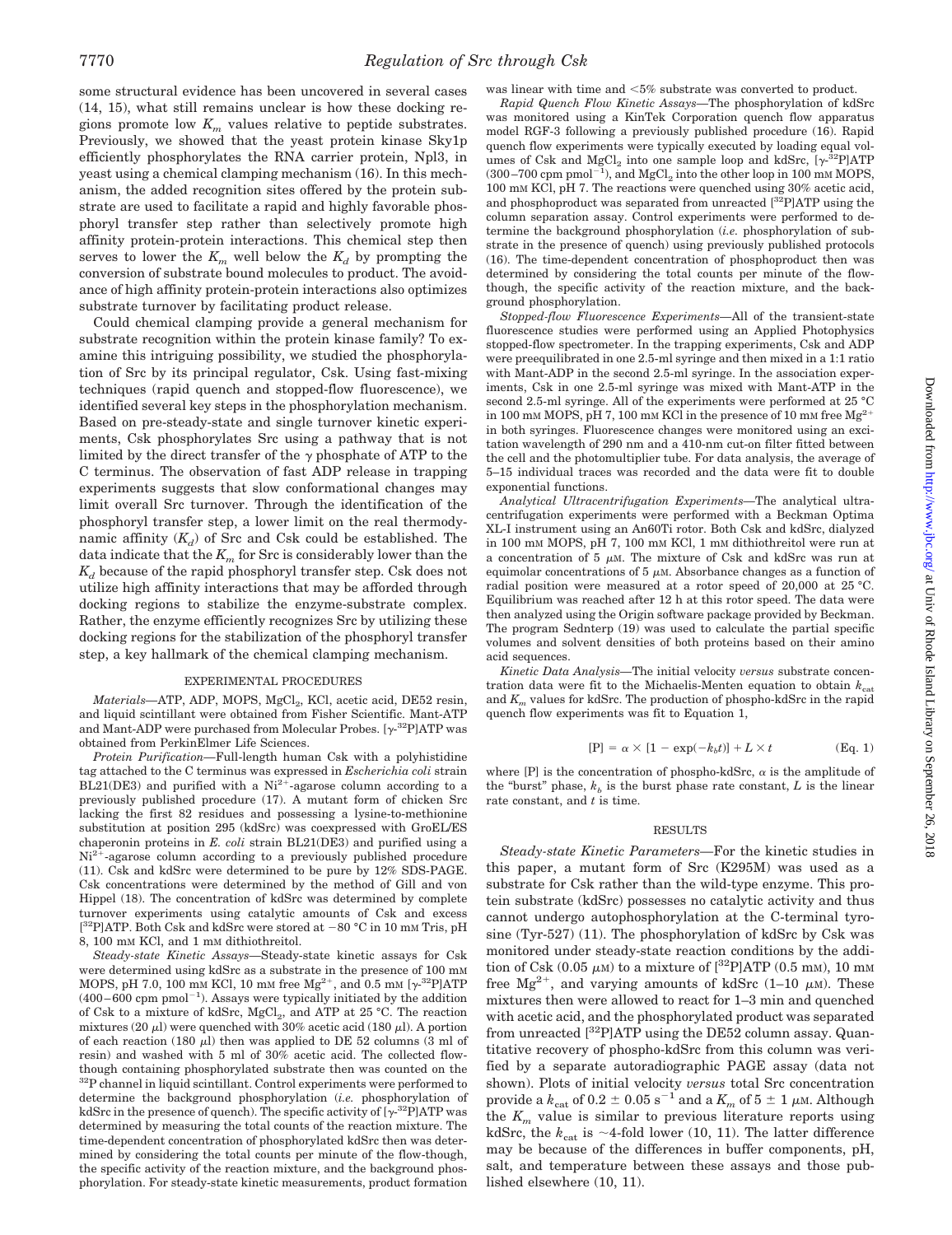some structural evidence has been uncovered in several cases (14, 15), what still remains unclear is how these docking regions promote low $K_m$ values relative to peptide substrates. Previously, we showed that the yeast protein kinase Sky1p efficiently phosphorylates the RNA carrier protein, Npl3, in yeast using a chemical clamping mechanism (16). In this mechanism, the added recognition sites offered by the protein substrate are used to facilitate a rapid and highly favorable phosphoryl transfer step rather than selectively promote high affinity protein-protein interactions. This chemical step then serves to lower the $K_m$ well below the $K_d$ by prompting the conversion of substrate bound molecules to product. The avoidance of high affinity protein-protein interactions also optimizes substrate turnover by facilitating product release.

Could chemical clamping provide a general mechanism for substrate recognition within the protein kinase family? To examine this intriguing possibility, we studied the phosphorylation of Src by its principal regulator, Csk. Using fast-mixing techniques (rapid quench and stopped-flow fluorescence), we identified several key steps in the phosphorylation mechanism. Based on pre-steady-state and single turnover kinetic experiments, Csk phosphorylates Src using a pathway that is not limited by the direct transfer of the $\gamma$ phosphate of ATP to the C terminus. The observation of fast ADP release in trapping experiments suggests that slow conformational changes may limit overall Src turnover. Through the identification of the phosphoryl transfer step, a lower limit on the real thermodynamic affinity ($K_d$) of Src and Csk could be established. The data indicate that the $K_m$ for Src is considerably lower than the $K_d$ because of the rapid phosphoryl transfer step. Csk does not utilize high affinity interactions that may be afforded through docking regions to stabilize the enzyme-substrate complex. Rather, the enzyme efficiently recognizes Src by utilizing these docking regions for the stabilization of the phosphoryl transfer step, a key hallmark of the chemical clamping mechanism.

## EXPERIMENTAL PROCEDURES

*Materials*—ATP, ADP, MOPS, $MgCl_2$, KCl, acetic acid, DE52 resin, and liquid scintillant were obtained from Fisher Scientific. Mant-ATP and Mant-ADP were purchased from Molecular Probes. [$\gamma$-$^{32}$P]ATP was obtained from PerkinElmer Life Sciences.

*Protein Purification*—Full-length human Csk with a polyhistidine tag attached to the C terminus was expressed in *Escherichia coli* strain BL21(DE3) and purified with a $Ni^{2+}$-agarose column according to a previously published procedure (17). A mutant form of chicken Src lacking the first 82 residues and possessing a lysine-to-methionine substitution at position 295 (kdSrc) was coexpressed with GroEL/ES chaperonin proteins in *E. coli* strain BL21(DE3) and purified using a $Ni^{2+}$-agarose column according to a previously published procedure (11). Csk and kdSrc were determined to be pure by 12% SDS-PAGE. Csk concentrations were determined by the method of Gill and von Hippel (18). The concentration of kdSrc was determined by complete turnover experiments using catalytic amounts of Csk and excess [$^{32}$P]ATP. Both Csk and kdSrc were stored at −80 °C in 10 mM Tris, pH 8, 100 mM KCl, and 1 mM dithiothreitol.

*Steady-state Kinetic Assays*—Steady-state kinetic assays for Csk were determined using kdSrc as a substrate in the presence of 100 mM MOPS, pH 7.0, 100 mM KCl, 10 mM free $Mg^{2+}$, and 0.5 mM [$\gamma$-$^{32}$P]ATP (400–600 cpm $pmol^{-1}$). Assays were typically initiated by the addition of Csk to a mixture of kdSrc, $MgCl_2$, and ATP at 25 °C. The reaction mixtures (20 μl) were quenched with 30% acetic acid (180 μl). A portion of each reaction (180 μl) then was applied to DE 52 columns (3 ml of resin) and washed with 5 ml of 30% acetic acid. The collected flow-though containing phosphorylated substrate then was counted on the $^{32}$P channel in liquid scintillant. Control experiments were performed to determine the background phosphorylation (*i.e.* phosphorylation of kdSrc in the presence of quench). The specific activity of [$\gamma$-$^{32}$P]ATP was determined by measuring the total counts of the reaction mixture. The time-dependent concentration of phosphorylated kdSrc then was determined by considering the total counts per minute of the flow-though, the specific activity of the reaction mixture, and the background phosphorylation. For steady-state kinetic measurements, product formation was linear with time and <5% substrate was converted to product.

*Rapid Quench Flow Kinetic Assays*—The phosphorylation of kdSrc was monitored using a KinTek Corporation quench flow apparatus model RGF-3 following a previously published procedure (16). Rapid quench flow experiments were typically executed by loading equal volumes of Csk and $MgCl_2$ into one sample loop and kdSrc, [$\gamma$-$^{32}$P]ATP (300–700 cpm $pmol^{-1}$), and $MgCl_2$ into the other loop in 100 mM MOPS, 100 mM KCl, pH 7. The reactions were quenched using 30% acetic acid, and phosphoproduct was separated from unreacted [$^{32}$P]ATP using the column separation assay. Control experiments were performed to determine the background phosphorylation (*i.e.* phosphorylation of substrate in the presence of quench) using previously published protocols (16). The time-dependent concentration of phosphoproduct then was determined by considering the total counts per minute of the flow-though, the specific activity of the reaction mixture, and the background phosphorylation.

*Stopped-flow Fluorescence Experiments*—All of the transient-state fluorescence studies were performed using an Applied Photophysics stopped-flow spectrometer. In the trapping experiments, Csk and ADP were preequilibrated in one 2.5-ml syringe and then mixed in a 1:1 ratio with Mant-ADP in the second 2.5-ml syringe. In the association experiments, Csk in one 2.5-ml syringe was mixed with Mant-ATP in the second 2.5-ml syringe. All of the experiments were performed at 25 °C in 100 mM MOPS, pH 7, 100 mM KCl in the presence of 10 mM free $Mg^{2+}$ in both syringes. Fluorescence changes were monitored using an excitation wavelength of 290 nm and a 410-nm cut-on filter fitted between the cell and the photomultiplier tube. For data analysis, the average of 5–15 individual traces was recorded and the data were fit to double exponential functions.

*Analytical Ultracentrifugation Experiments*—The analytical ultracentrifugation experiments were performed with a Beckman Optima XL-I instrument using an An60Ti rotor. Both Csk and kdSrc, dialyzed in 100 mM MOPS, pH 7, 100 mM KCl, 1 mM dithiothreitol were run at a concentration of 5 μM. The mixture of Csk and kdSrc was run at equimolar concentrations of 5 μM. Absorbance changes as a function of radial position were measured at a rotor speed of 20,000 at 25 °C. Equilibrium was reached after 12 h at this rotor speed. The data were then analyzed using the Origin software package provided by Beckman. The program Sednterp (19) was used to calculate the partial specific volumes and solvent densities of both proteins based on their amino acid sequences.

*Kinetic Data Analysis*—The initial velocity *versus* substrate concentration data were fit to the Michaelis-Menten equation to obtain $k_{cat}$ and $K_m$ values for kdSrc. The production of phospho-kdSrc in the rapid quench flow experiments was fit to Equation 1,

$$[P] = \alpha \times [1 - \exp(-k_b t)] + L \times t \qquad \text{(Eq. 1)}$$

where [P] is the concentration of phospho-kdSrc, $\alpha$ is the amplitude of the "burst" phase, $k_b$ is the burst phase rate constant, $L$ is the linear rate constant, and $t$ is time.

## RESULTS

*Steady-state Kinetic Parameters*—For the kinetic studies in this paper, a mutant form of Src (K295M) was used as a substrate for Csk rather than the wild-type enzyme. This protein substrate (kdSrc) possesses no catalytic activity and thus cannot undergo autophosphorylation at the C-terminal tyrosine (Tyr-527) (11). The phosphorylation of kdSrc by Csk was monitored under steady-state reaction conditions by the addition of Csk (0.05 μM) to a mixture of [$^{32}$P]ATP (0.5 mM), 10 mM free $Mg^{2+}$, and varying amounts of kdSrc (1–10 μM). These mixtures then were allowed to react for 1–3 min and quenched with acetic acid, and the phosphorylated product was separated from unreacted [$^{32}$P]ATP using the DE52 column assay. Quantitative recovery of phospho-kdSrc from this column was verified by a separate autoradiographic PAGE assay (data not shown). Plots of initial velocity *versus* total Src concentration provide a $k_{cat}$ of 0.2 ± 0.05 $s^{-1}$ and a $K_m$ of 5 ± 1 μM. Although the $K_m$ value is similar to previous literature reports using kdSrc, the $k_{cat}$ is ~4-fold lower (10, 11). The latter difference may be because of the differences in buffer components, pH, salt, and temperature between these assays and those published elsewhere (10, 11).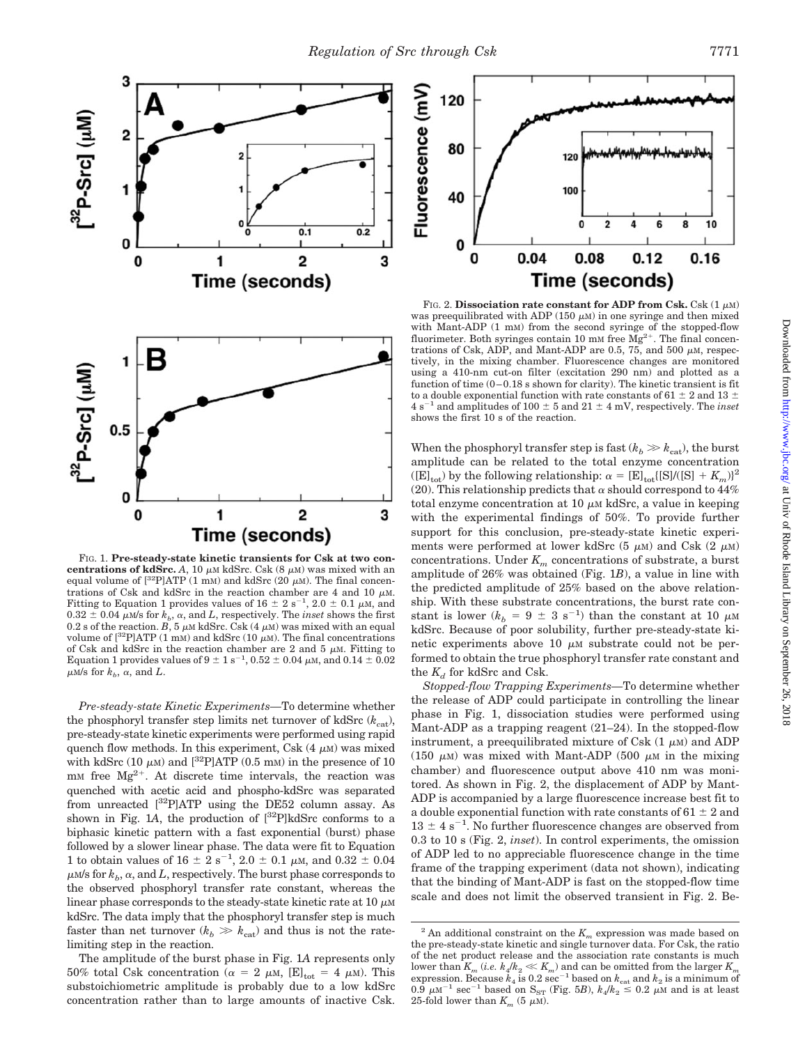FIG. 1. **Pre-steady-state kinetic transients for Csk at two concentrations of kdSrc.** *A*, 10 $\mu$M kdSrc. Csk (8 $\mu$M) was mixed with an equal volume of [$^{32}$P]ATP (1 mM) and kdSrc (20 $\mu$M). The final concentrations of Csk and kdSrc in the reaction chamber are 4 and 10 $\mu$M. Fitting to Equation 1 provides values of 16 ± 2 s$^{-1}$, 2.0 ± 0.1 $\mu$M, and 0.32 ± 0.04 $\mu$M/s for $k_b$, $\alpha$, and $L$, respectively. The *inset* shows the first 0.2 s of the reaction. *B*, 5 $\mu$M kdSrc. Csk (4 $\mu$M) was mixed with an equal volume of [$^{32}$P]ATP (1 mM) and kdSrc (10 $\mu$M). The final concentrations of Csk and kdSrc in the reaction chamber are 2 and 5 $\mu$M. Fitting to Equation 1 provides values of 9 ± 1 s$^{-1}$, 0.52 ± 0.04 $\mu$M, and 0.14 ± 0.02 $\mu$M/s for $k_b$, $\alpha$, and $L$.

*Pre-steady-state Kinetic Experiments*—To determine whether the phosphoryl transfer step limits net turnover of kdSrc ($k_{cat}$), pre-steady-state kinetic experiments were performed using rapid quench flow methods. In this experiment, Csk (4 $\mu$M) was mixed with kdSrc (10 $\mu$M) and [$^{32}$P]ATP (0.5 mM) in the presence of 10 mM free $Mg^{2+}$. At discrete time intervals, the reaction was quenched with acetic acid and phospho-kdSrc was separated from unreacted [$^{32}$P]ATP using the DE52 column assay. As shown in Fig. 1*A*, the production of [$^{32}$P]kdSrc conforms to a biphasic kinetic pattern with a fast exponential (burst) phase followed by a slower linear phase. The data were fit to Equation 1 to obtain values of 16 ± 2 s$^{-1}$, 2.0 ± 0.1 $\mu$M, and 0.32 ± 0.04 $\mu$M/s for $k_b$, $\alpha$, and $L$, respectively. The burst phase corresponds to the observed phosphoryl transfer rate constant, whereas the linear phase corresponds to the steady-state kinetic rate at 10 $\mu$M kdSrc. The data imply that the phosphoryl transfer step is much faster than net turnover ($k_b \gg k_{cat}$) and thus is not the rate-limiting step in the reaction.

The amplitude of the burst phase in Fig. 1*A* represents only 50% total Csk concentration ($\alpha$ = 2 $\mu$M, $[E]_{tot}$ = 4 $\mu$M). This substoichiometric amplitude is probably due to a low kdSrc concentration rather than to large amounts of inactive Csk.

FIG. 2. **Dissociation rate constant for ADP from Csk.** Csk (1 $\mu$M) was preequilibrated with ADP (150 $\mu$M) in one syringe and then mixed with Mant-ADP (1 mM) from the second syringe of the stopped-flow fluorimeter. Both syringes contain 10 mM free $Mg^{2+}$. The final concentrations of Csk, ADP, and Mant-ADP are 0.5, 75, and 500 $\mu$M, respectively, in the mixing chamber. Fluorescence changes are monitored using a 410-nm cut-on filter (excitation 290 nm) and plotted as a function of time (0–0.18 s shown for clarity). The kinetic transient is fit to a double exponential function with rate constants of 61 ± 2 and 13 ± 4 s$^{-1}$ and amplitudes of 100 ± 5 and 21 ± 4 mV, respectively. The *inset* shows the first 10 s of the reaction.

When the phosphoryl transfer step is fast ($k_b \gg k_{cat}$), the burst amplitude can be related to the total enzyme concentration ($[E]_{tot}$) by the following relationship: $\alpha = [E]_{tot}\{[S]/([S] + K_m)\}^2$ (20). This relationship predicts that $\alpha$ should correspond to 44% total enzyme concentration at 10 $\mu$M kdSrc, a value in keeping with the experimental findings of 50%. To provide further support for this conclusion, pre-steady-state kinetic experiments were performed at lower kdSrc (5 $\mu$M) and Csk (2 $\mu$M) concentrations. Under $K_m$ concentrations of substrate, a burst amplitude of 26% was obtained (Fig. 1*B*), a value in line with the predicted amplitude of 25% based on the above relationship. With these substrate concentrations, the burst rate constant is lower ($k_b$ = 9 ± 3 s$^{-1}$) than the constant at 10 $\mu$M kdSrc. Because of poor solubility, further pre-steady-state kinetic experiments above 10 $\mu$M substrate could not be performed to obtain the true phosphoryl transfer rate constant and the $K_d$ for kdSrc and Csk.

*Stopped-flow Trapping Experiments*—To determine whether the release of ADP could participate in controlling the linear phase in Fig. 1, dissociation studies were performed using Mant-ADP as a trapping reagent (21–24). In the stopped-flow instrument, a preequilibrated mixture of Csk (1 $\mu$M) and ADP (150 $\mu$M) was mixed with Mant-ADP (500 $\mu$M in the mixing chamber) and fluorescence output above 410 nm was monitored. As shown in Fig. 2, the displacement of ADP by Mant-ADP is accompanied by a large fluorescence increase best fit to a double exponential function with rate constants of 61 ± 2 and 13 ± 4 s$^{-1}$. No further fluorescence changes are observed from 0.3 to 10 s (Fig. 2, *inset*). In control experiments, the omission of ADP led to no appreciable fluorescence change in the time frame of the trapping experiment (data not shown), indicating that the binding of Mant-ADP is fast on the stopped-flow time scale and does not limit the observed transient in Fig. 2. Be-

[2] An additional constraint on the $K_m$ expression was made based on the pre-steady-state kinetic and single turnover data. For Csk, the ratio of the net product release and the association rate constants is much lower than $K_m$ (*i.e.* $k_4/k_2 \ll K_m$) and can be omitted from the larger $K_m$ expression. Because $k_4$ is 0.2 sec$^{-1}$ based on $k_{cat}$ and $k_2$ is a minimum of 0.9 $\mu$M$^{-1}$ sec$^{-1}$ based on $S_{ST}$ (Fig. 5*B*), $k_4/k_2 \leq$ 0.2 $\mu$M and is at least 25-fold lower than $K_m$ (5 $\mu$M).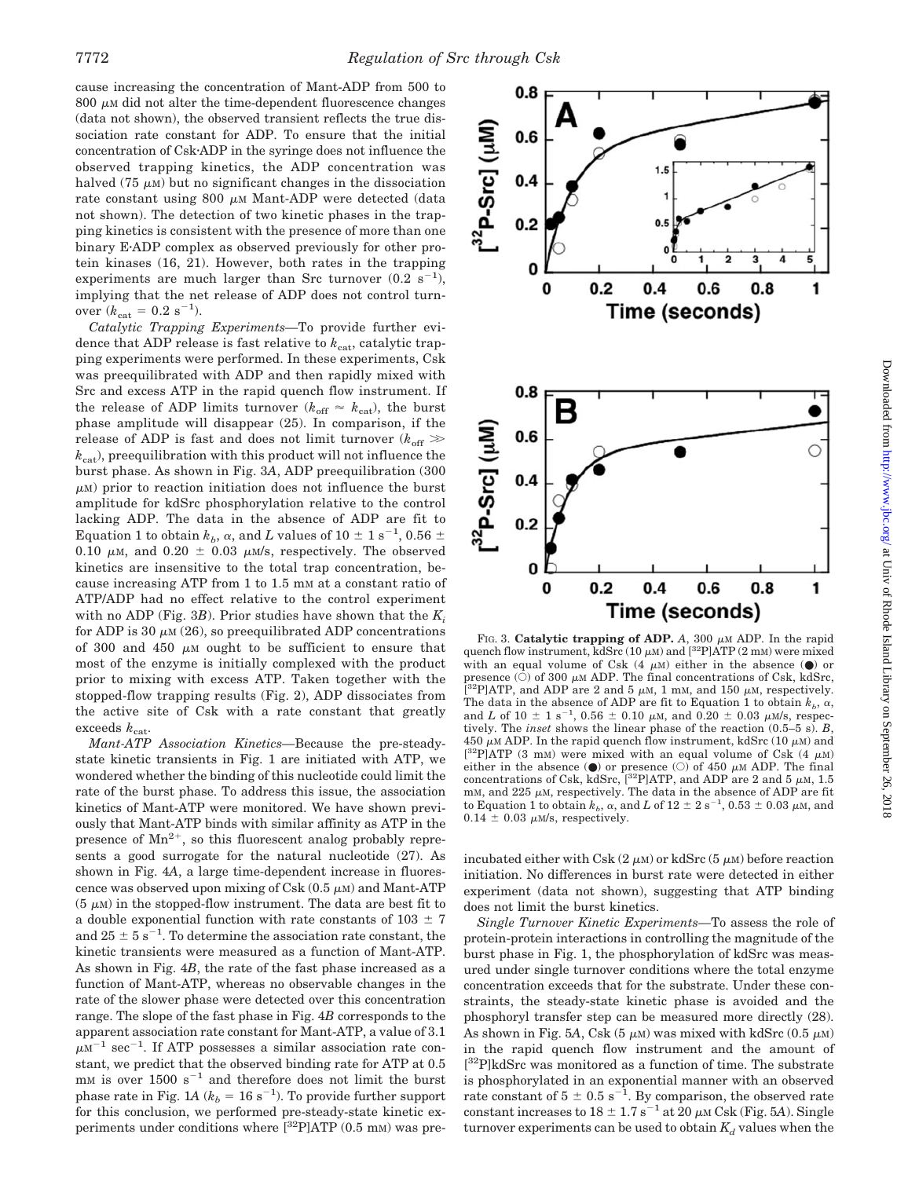cause increasing the concentration of Mant-ADP from 500 to 800 μM did not alter the time-dependent fluorescence changes (data not shown), the observed transient reflects the true dissociation rate constant for ADP. To ensure that the initial concentration of Csk·ADP in the syringe does not influence the observed trapping kinetics, the ADP concentration was halved (75 μM) but no significant changes in the dissociation rate constant using 800 μM Mant-ADP were detected (data not shown). The detection of two kinetic phases in the trapping kinetics is consistent with the presence of more than one binary E·ADP complex as observed previously for other protein kinases (16, 21). However, both rates in the trapping experiments are much larger than Src turnover (0.2 $s^{-1}$), implying that the net release of ADP does not control turnover ($k_{cat}$ = 0.2 $s^{-1}$).

*Catalytic Trapping Experiments*—To provide further evidence that ADP release is fast relative to $k_{cat}$, catalytic trapping experiments were performed. In these experiments, Csk was preequilibrated with ADP and then rapidly mixed with Src and excess ATP in the rapid quench flow instrument. If the release of ADP limits turnover ($k_{off} \approx k_{cat}$), the burst phase amplitude will disappear (25). In comparison, if the release of ADP is fast and does not limit turnover ($k_{off} \gg k_{cat}$), preequilibration with this product will not influence the burst phase. As shown in Fig. 3*A*, ADP preequilibration (300 μM) prior to reaction initiation does not influence the burst amplitude for kdSrc phosphorylation relative to the control lacking ADP. The data in the absence of ADP are fit to Equation 1 to obtain $k_b$, $\alpha$, and $L$ values of 10 ± 1 $s^{-1}$, 0.56 ± 0.10 μM, and 0.20 ± 0.03 μM/s, respectively. The observed kinetics are insensitive to the total trap concentration, because increasing ATP from 1 to 1.5 mM at a constant ratio of ATP/ADP had no effect relative to the control experiment with no ADP (Fig. 3*B*). Prior studies have shown that the $K_i$ for ADP is 30 μM (26), so preequilibrated ADP concentrations of 300 and 450 μM ought to be sufficient to ensure that most of the enzyme is initially complexed with the product prior to mixing with excess ATP. Taken together with the stopped-flow trapping results (Fig. 2), ADP dissociates from the active site of Csk with a rate constant that greatly exceeds $k_{cat}$.

*Mant-ATP Association Kinetics*—Because the pre-steady-state kinetic transients in Fig. 1 are initiated with ATP, we wondered whether the binding of this nucleotide could limit the rate of the burst phase. To address this issue, the association kinetics of Mant-ATP were monitored. We have shown previously that Mant-ATP binds with similar affinity as ATP in the presence of $Mn^{2+}$, so this fluorescent analog probably represents a good surrogate for the natural nucleotide (27). As shown in Fig. 4*A*, a large time-dependent increase in fluorescence was observed upon mixing of Csk (0.5 μM) and Mant-ATP (5 μM) in the stopped-flow instrument. The data are best fit to a double exponential function with rate constants of 103 ± 7 and 25 ± 5 $s^{-1}$. To determine the association rate constant, the kinetic transients were measured as a function of Mant-ATP. As shown in Fig. 4*B*, the rate of the fast phase increased as a function of Mant-ATP, whereas no observable changes in the rate of the slower phase were detected over this concentration range. The slope of the fast phase in Fig. 4*B* corresponds to the apparent association rate constant for Mant-ATP, a value of 3.1 $\mu M^{-1}$ $sec^{-1}$. If ATP possesses a similar association rate constant, we predict that the observed binding rate for ATP at 0.5 mM is over 1500 $s^{-1}$ and therefore does not limit the burst phase rate in Fig. 1*A* ($k_b$ = 16 $s^{-1}$). To provide further support for this conclusion, we performed pre-steady-state kinetic experiments under conditions where [$^{32}$P]ATP (0.5 mM) was preincubated either with Csk (2 μM) or kdSrc (5 μM) before reaction initiation. No differences in burst rate were detected in either experiment (data not shown), suggesting that ATP binding does not limit the burst kinetics.

*Single Turnover Kinetic Experiments*—To assess the role of protein-protein interactions in controlling the magnitude of the burst phase in Fig. 1, the phosphorylation of kdSrc was measured under single turnover conditions where the total enzyme concentration exceeds that for the substrate. Under these constraints, the steady-state kinetic phase is avoided and the phosphoryl transfer step can be measured more directly (28). As shown in Fig. 5*A*, Csk (5 μM) was mixed with kdSrc (0.5 μM) in the rapid quench flow instrument and the amount of [$^{32}$P]kdSrc was monitored as a function of time. The substrate is phosphorylated in an exponential manner with an observed rate constant of 5 ± 0.5 $s^{-1}$. By comparison, the observed rate constant increases to 18 ± 1.7 $s^{-1}$ at 20 μM Csk (Fig. 5*A*). Single turnover experiments can be used to obtain $K_d$ values when the

FIG. 3. **Catalytic trapping of ADP.** *A*, 300 μM ADP. In the rapid quench flow instrument, kdSrc (10 μM) and [$^{32}$P]ATP (2 mM) were mixed with an equal volume of Csk (4 μM) either in the absence (●) or presence (○) of 300 μM ADP. The final concentrations of Csk, kdSrc, [$^{32}$P]ATP, and ADP are 2 and 5 μM, 1 mM, and 150 μM, respectively. The data in the absence of ADP are fit to Equation 1 to obtain $k_b$, $\alpha$, and $L$ of 10 ± 1 $s^{-1}$, 0.56 ± 0.10 μM, and 0.20 ± 0.03 μM/s, respectively. The *inset* shows the linear phase of the reaction (0.5–5 s). *B*, 450 μM ADP. In the rapid quench flow instrument, kdSrc (10 μM) and [$^{32}$P]ATP (3 mM) were mixed with an equal volume of Csk (4 μM) either in the absence (●) or presence (○) of 450 μM ADP. The final concentrations of Csk, kdSrc, [$^{32}$P]ATP, and ADP are 2 and 5 μM, 1.5 mM, and 225 μM, respectively. The data in the absence of ADP are fit to Equation 1 to obtain $k_b$, $\alpha$, and $L$ of 12 ± 2 $s^{-1}$, 0.53 ± 0.03 μM, and 0.14 ± 0.03 μM/s, respectively.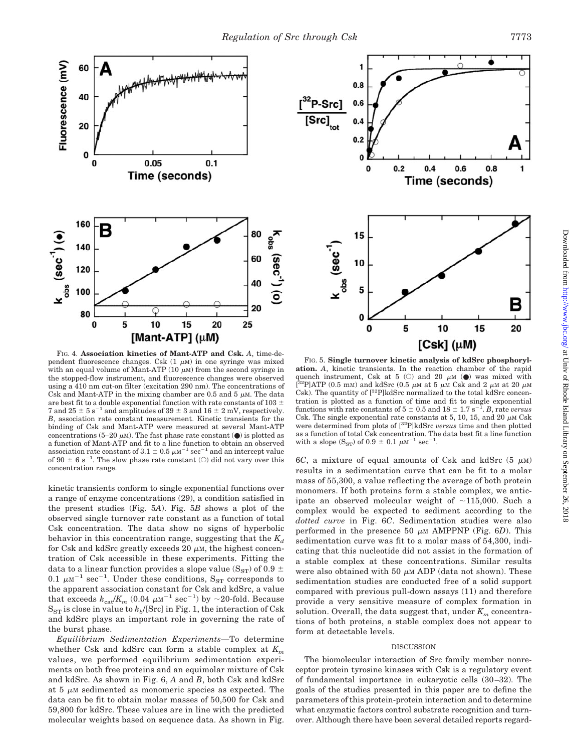FIG. 4. **Association kinetics of Mant-ATP and Csk.** *A*, time-dependent fluorescence changes. Csk (1 $\mu$M) in one syringe was mixed with an equal volume of Mant-ATP (10 $\mu$M) from the second syringe in the stopped-flow instrument, and fluorescence changes were observed using a 410 nm cut-on filter (excitation 290 nm). The concentrations of Csk and Mant-ATP in the mixing chamber are 0.5 and 5 $\mu$M. The data are best fit to a double exponential function with rate constants of 103 ± 7 and 25 ± 5 $s^{-1}$ and amplitudes of 39 ± 3 and 16 ± 2 mV, respectively. *B*, association rate constant measurement. Kinetic transients for the binding of Csk and Mant-ATP were measured at several Mant-ATP concentrations (5–20 $\mu$M). The fast phase rate constant (●) is plotted as a function of Mant-ATP and fit to a line function to obtain an observed association rate constant of 3.1 ± 0.5 $\mu M^{-1}$ $sec^{-1}$ and an intercept value of 90 ± 6 $s^{-1}$. The slow phase rate constant (○) did not vary over this concentration range.

FIG. 5. **Single turnover kinetic analysis of kdSrc phosphorylation.** *A*, kinetic transients. In the reaction chamber of the rapid quench instrument, Csk at 5 (○) and 20 $\mu$M (●) was mixed with [$^{32}$P]ATP (0.5 mM) and kdSrc (0.5 $\mu$M at 5 $\mu$M Csk and 2 $\mu$M at 20 $\mu$M Csk). The quantity of [$^{32}$P]kdSrc normalized to the total kdSrc concentration is plotted as a function of time and fit to single exponential functions with rate constants of 5 ± 0.5 and 18 ± 1.7 $s^{-1}$. *B*, rate *versus* Csk. The single exponential rate constants at 5, 10, 15, and 20 $\mu$M Csk were determined from plots of [$^{32}$P]kdSrc *versus* time and then plotted as a function of total Csk concentration. The data best fit a line function with a slope ($S_{ST}$) of 0.9 ± 0.1 $\mu M^{-1}$ $sec^{-1}$.

kinetic transients conform to single exponential functions over a range of enzyme concentrations (29), a condition satisfied in the present studies (Fig. 5*A*). Fig. 5*B* shows a plot of the observed single turnover rate constant as a function of total Csk concentration. The data show no signs of hyperbolic behavior in this concentration range, suggesting that the $K_d$ for Csk and kdSrc greatly exceeds 20 $\mu$M, the highest concentration of Csk accessible in these experiments. Fitting the data to a linear function provides a slope value ($S_{ST}$) of 0.9 ± 0.1 $\mu M^{-1}$ $sec^{-1}$. Under these conditions, $S_{ST}$ corresponds to the apparent association constant for Csk and kdSrc, a value that exceeds $k_{cat}/K_m$ (0.04 $\mu M^{-1}$ $sec^{-1}$) by ~20-fold. Because $S_{ST}$ is close in value to $k_b$/[Src] in Fig. 1, the interaction of Csk and kdSrc plays an important role in governing the rate of the burst phase.

*Equilibrium Sedimentation Experiments*—To determine whether Csk and kdSrc can form a stable complex at $K_m$ values, we performed equilibrium sedimentation experiments on both free proteins and an equimolar mixture of Csk and kdSrc. As shown in Fig. 6, *A* and *B*, both Csk and kdSrc at 5 $\mu$M sedimented as monomeric species as expected. The data can be fit to obtain molar masses of 50,500 for Csk and 59,800 for kdSrc. These values are in line with the predicted molecular weights based on sequence data. As shown in Fig. 6*C*, a mixture of equal amounts of Csk and kdSrc (5 $\mu$M) results in a sedimentation curve that can be fit to a molar mass of 55,300, a value reflecting the average of both protein monomers. If both proteins form a stable complex, we anticipate an observed molecular weight of ~115,000. Such a complex would be expected to sediment according to the *dotted curve* in Fig. 6*C*. Sedimentation studies were also performed in the presence 50 $\mu$M AMPPNP (Fig. 6*D*). This sedimentation curve was fit to a molar mass of 54,300, indicating that this nucleotide did not assist in the formation of a stable complex at these concentrations. Similar results were also obtained with 50 $\mu$M ADP (data not shown). These sedimentation studies are conducted free of a solid support compared with previous pull-down assays (11) and therefore provide a very sensitive measure of complex formation in solution. Overall, the data suggest that, under $K_m$ concentrations of both proteins, a stable complex does not appear to form at detectable levels.

## DISCUSSION

The biomolecular interaction of Src family member nonreceptor protein tyrosine kinases with Csk is a regulatory event of fundamental importance in eukaryotic cells (30–32). The goals of the studies presented in this paper are to define the parameters of this protein-protein interaction and to determine what enzymatic factors control substrate recognition and turnover. Although there have been several detailed reports regard-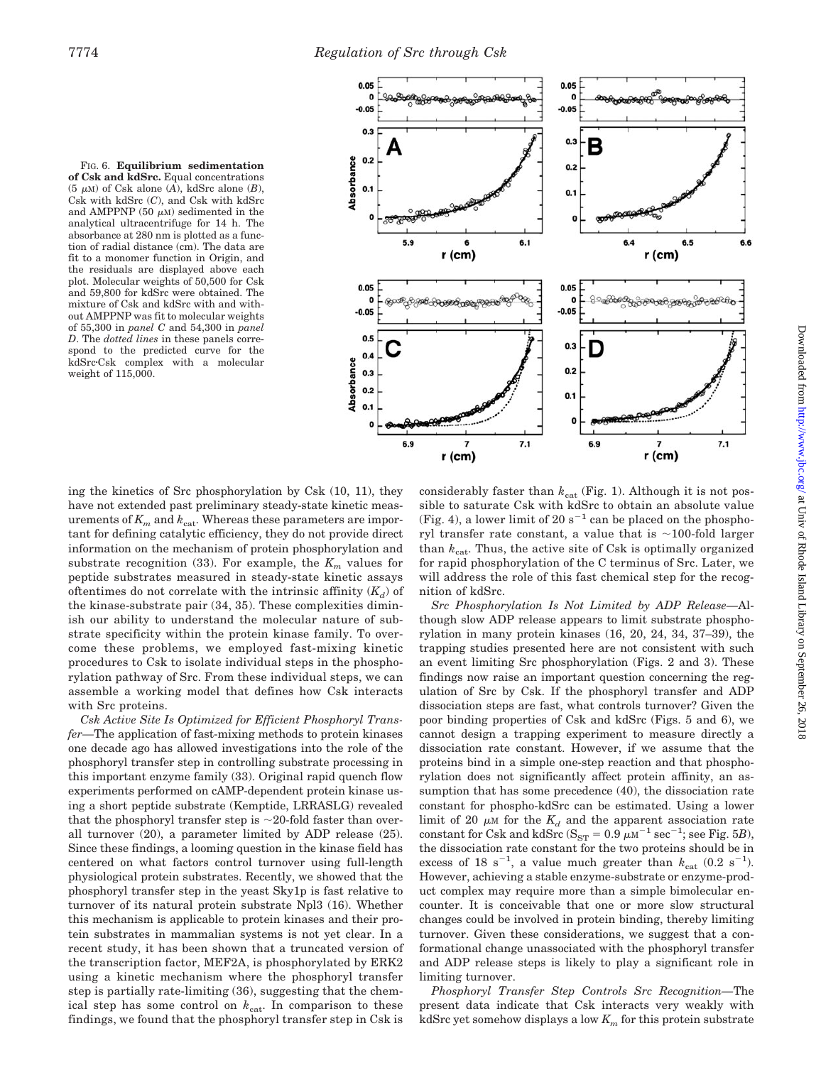FIG. 6. **Equilibrium sedimentation of Csk and kdSrc.** Equal concentrations (5 $\mu$M) of Csk alone (*A*), kdSrc alone (*B*), Csk with kdSrc (*C*), and Csk with kdSrc and AMPPNP (50 $\mu$M) sedimented in the analytical ultracentrifuge for 14 h. The absorbance at 280 nm is plotted as a function of radial distance (cm). The data are fit to a monomer function in Origin, and the residuals are displayed above each plot. Molecular weights of 50,500 for Csk and 59,800 for kdSrc were obtained. The mixture of Csk and kdSrc with and without AMPPNP was fit to molecular weights of 55,300 in *panel C* and 54,300 in *panel D*. The *dotted lines* in these panels correspond to the predicted curve for the kdSrc·Csk complex with a molecular weight of 115,000.

ing the kinetics of Src phosphorylation by Csk (10, 11), they have not extended past preliminary steady-state kinetic measurements of $K_m$ and $k_{cat}$. Whereas these parameters are important for defining catalytic efficiency, they do not provide direct information on the mechanism of protein phosphorylation and substrate recognition (33). For example, the $K_m$ values for peptide substrates measured in steady-state kinetic assays oftentimes do not correlate with the intrinsic affinity ($K_d$) of the kinase-substrate pair (34, 35). These complexities diminish our ability to understand the molecular nature of substrate specificity within the protein kinase family. To overcome these problems, we employed fast-mixing kinetic procedures to Csk to isolate individual steps in the phosphorylation pathway of Src. From these individual steps, we can assemble a working model that defines how Csk interacts with Src proteins.

*Csk Active Site Is Optimized for Efficient Phosphoryl Transfer*—The application of fast-mixing methods to protein kinases one decade ago has allowed investigations into the role of the phosphoryl transfer step in controlling substrate processing in this important enzyme family (33). Original rapid quench flow experiments performed on cAMP-dependent protein kinase using a short peptide substrate (Kemptide, LRRASLG) revealed that the phosphoryl transfer step is ~20-fold faster than overall turnover (20), a parameter limited by ADP release (25). Since these findings, a looming question in the kinase field has centered on what factors control turnover using full-length physiological protein substrates. Recently, we showed that the phosphoryl transfer step in the yeast Sky1p is fast relative to turnover of its natural protein substrate Npl3 (16). Whether this mechanism is applicable to protein kinases and their protein substrates in mammalian systems is not yet clear. In a recent study, it has been shown that a truncated version of the transcription factor, MEF2A, is phosphorylated by ERK2 using a kinetic mechanism where the phosphoryl transfer step is partially rate-limiting (36), suggesting that the chemical step has some control on $k_{cat}$. In comparison to these findings, we found that the phosphoryl transfer step in Csk is considerably faster than $k_{cat}$ (Fig. 1). Although it is not possible to saturate Csk with kdSrc to obtain an absolute value (Fig. 4), a lower limit of 20 $s^{-1}$ can be placed on the phosphoryl transfer rate constant, a value that is ~100-fold larger than $k_{cat}$. Thus, the active site of Csk is optimally organized for rapid phosphorylation of the C terminus of Src. Later, we will address the role of this fast chemical step for the recognition of kdSrc.

*Src Phosphorylation Is Not Limited by ADP Release*—Although slow ADP release appears to limit substrate phosphorylation in many protein kinases (16, 20, 24, 34, 37–39), the trapping studies presented here are not consistent with such an event limiting Src phosphorylation (Figs. 2 and 3). These findings now raise an important question concerning the regulation of Src by Csk. If the phosphoryl transfer and ADP dissociation steps are fast, what controls turnover? Given the poor binding properties of Csk and kdSrc (Figs. 5 and 6), we cannot design a trapping experiment to measure directly a dissociation rate constant. However, if we assume that the proteins bind in a simple one-step reaction and that phosphorylation does not significantly affect protein affinity, an assumption that has some precedence (40), the dissociation rate constant for phospho-kdSrc can be estimated. Using a lower limit of 20 $\mu$M for the $K_d$ and the apparent association rate constant for Csk and kdSrc ($S_{ST}$ = 0.9 $\mu M^{-1}$ $sec^{-1}$; see Fig. 5*B*), the dissociation rate constant for the two proteins should be in excess of 18 $s^{-1}$, a value much greater than $k_{cat}$ (0.2 $s^{-1}$). However, achieving a stable enzyme-substrate or enzyme-product complex may require more than a simple bimolecular encounter. It is conceivable that one or more slow structural changes could be involved in protein binding, thereby limiting turnover. Given these considerations, we suggest that a conformational change unassociated with the phosphoryl transfer and ADP release steps is likely to play a significant role in limiting turnover.

*Phosphoryl Transfer Step Controls Src Recognition*—The present data indicate that Csk interacts very weakly with kdSrc yet somehow displays a low $K_m$ for this protein substrate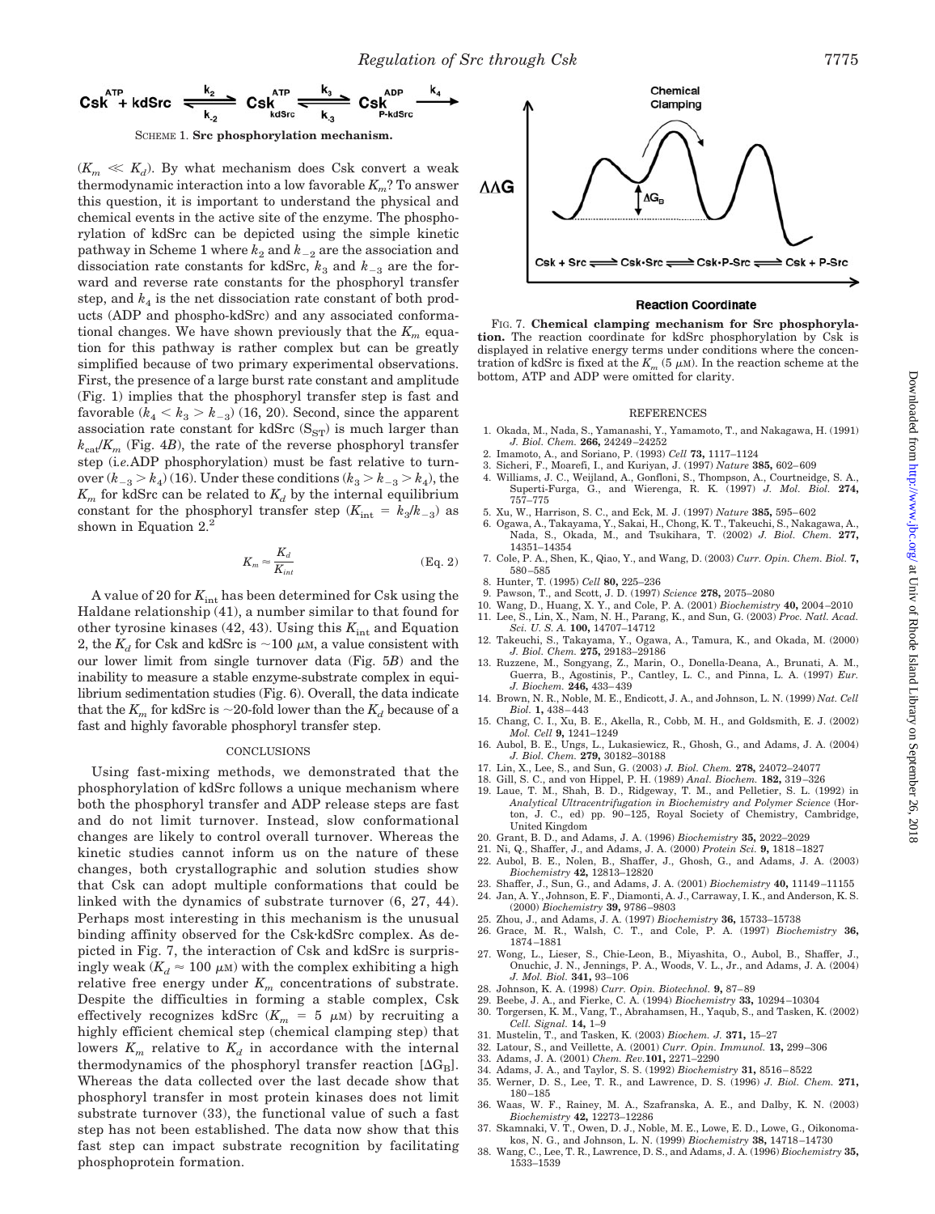$$\text{Csk}^{\text{ATP}} + \text{kdSrc} \underset{k_{-2}}{\overset{k_2}{\rightleftharpoons}} \text{Csk}^{\text{ATP}}_{\text{kdSrc}} \underset{k_{-3}}{\overset{k_3}{\rightleftharpoons}} \text{Csk}^{\text{ADP}}_{\text{P-kdSrc}} \overset{k_4}{\longrightarrow}$$

SCHEME 1. **Src phosphorylation mechanism.**

($K_m \ll K_d$). By what mechanism does Csk convert a weak thermodynamic interaction into a low favorable $K_m$? To answer this question, it is important to understand the physical and chemical events in the active site of the enzyme. The phosphorylation of kdSrc can be depicted using the simple kinetic pathway in Scheme 1 where $k_2$ and $k_{-2}$ are the association and dissociation rate constants for kdSrc, $k_3$ and $k_{-3}$ are the forward and reverse rate constants for the phosphoryl transfer step, and $k_4$ is the net dissociation rate constant of both products (ADP and phospho-kdSrc) and any associated conformational changes. We have shown previously that the $K_m$ equation for this pathway is rather complex but can be greatly simplified because of two primary experimental observations. First, the presence of a large burst rate constant and amplitude (Fig. 1) implies that the phosphoryl transfer step is fast and favorable ($k_4 < k_3 > k_{-3}$) (16, 20). Second, since the apparent association rate constant for kdSrc ($S_{ST}$) is much larger than $k_{cat}/K_m$ (Fig. 4*B*), the rate of the reverse phosphoryl transfer step (*i.e.* ADP phosphorylation) must be fast relative to turnover ($k_{-3} > k_4$) (16). Under these conditions ($k_3 > k_{-3} > k_4$), the $K_m$ for kdSrc can be related to $K_d$ by the internal equilibrium constant for the phosphoryl transfer step ($K_{int} = k_3/k_{-3}$) as shown in Equation 2.[2]

$$K_m \approx \frac{K_d}{K_{int}} \quad \text{(Eq. 2)}$$

A value of 20 for $K_{int}$ has been determined for Csk using the Haldane relationship (41), a number similar to that found for other tyrosine kinases (42, 43). Using this $K_{int}$ and Equation 2, the $K_d$ for Csk and kdSrc is ~100 μM, a value consistent with our lower limit from single turnover data (Fig. 5*B*) and the inability to measure a stable enzyme-substrate complex in equilibrium sedimentation studies (Fig. 6). Overall, the data indicate that the $K_m$ for kdSrc is ~20-fold lower than the $K_d$ because of a fast and highly favorable phosphoryl transfer step.

## CONCLUSIONS

Using fast-mixing methods, we demonstrated that the phosphorylation of kdSrc follows a unique mechanism where both the phosphoryl transfer and ADP release steps are fast and do not limit turnover. Instead, slow conformational changes are likely to control overall turnover. Whereas the kinetic studies cannot inform us on the nature of these changes, both crystallographic and solution studies show that Csk can adopt multiple conformations that could be linked with the dynamics of substrate turnover (6, 27, 44). Perhaps most interesting in this mechanism is the unusual binding affinity observed for the Csk·kdSrc complex. As depicted in Fig. 7, the interaction of Csk and kdSrc is surprisingly weak ($K_d \approx 100$ μM) with the complex exhibiting a high relative free energy under $K_m$ concentrations of substrate. Despite the difficulties in forming a stable complex, Csk effectively recognizes kdSrc ($K_m$ = 5 μM) by recruiting a highly efficient chemical step (chemical clamping step) that lowers $K_m$ relative to $K_d$ in accordance with the internal thermodynamics of the phosphoryl transfer reaction [$\Delta G_B$]. Whereas the data collected over the last decade show that phosphoryl transfer in most protein kinases does not limit substrate turnover (33), the functional value of such a fast step has not been established. The data now show that this fast step can impact substrate recognition by facilitating phosphoprotein formation.

FIG. 7. **Chemical clamping mechanism for Src phosphorylation.** The reaction coordinate for kdSrc phosphorylation by Csk is displayed in relative energy terms under conditions where the concentration of kdSrc is fixed at the $K_m$ (5 μM). In the reaction scheme at the bottom, ATP and ADP were omitted for clarity.

## REFERENCES

1. Okada, M., Nada, S., Yamanashi, Y., Yamamoto, T., and Nakagawa, H. (1991) *J. Biol. Chem.* **266,** 24249–24252
2. Imamoto, A., and Soriano, P. (1993) *Cell* **73,** 1117–1124
3. Sicheri, F., Moarefi, I., and Kuriyan, J. (1997) *Nature* **385,** 602–609
4. Williams, J. C., Weijland, A., Gonfloni, S., Thompson, A., Courtneidge, S. A., Superti-Furga, G., and Wierenga, R. K. (1997) *J. Mol. Biol.* **274,** 757–775
5. Xu, W., Harrison, S. C., and Eck, M. J. (1997) *Nature* **385,** 595–602
6. Ogawa, A., Takayama, Y., Sakai, H., Chong, K. T., Takeuchi, S., Nakagawa, A., Nada, S., Okada, M., and Tsukihara, T. (2002) *J. Biol. Chem.* **277,** 14351–14354
7. Cole, P. A., Shen, K., Qiao, Y., and Wang, D. (2003) *Curr. Opin. Chem. Biol.* **7,** 580–585
8. Hunter, T. (1995) *Cell* **80,** 225–236
9. Pawson, T., and Scott, J. D. (1997) *Science* **278,** 2075–2080
10. Wang, D., Huang, X. Y., and Cole, P. A. (2001) *Biochemistry* **40,** 2004–2010
11. Lee, S., Lin, X., Nam, N. H., Parang, K., and Sun, G. (2003) *Proc. Natl. Acad. Sci. U. S. A.* **100,** 14707–14712
12. Takeuchi, S., Takayama, Y., Ogawa, A., Tamura, K., and Okada, M. (2000) *J. Biol. Chem.* **275,** 29183–29186
13. Ruzzene, M., Songyang, Z., Marin, O., Donella-Deana, A., Brunati, A. M., Guerra, B., Agostinis, P., Cantley, L. C., and Pinna, L. A. (1997) *Eur. J. Biochem.* **246,** 433–439
14. Brown, N. R., Noble, M. E., Endicott, J. A., and Johnson, L. N. (1999) *Nat. Cell Biol.* **1,** 438–443
15. Chang, C. I., Xu, B. E., Akella, R., Cobb, M. H., and Goldsmith, E. J. (2002) *Mol. Cell* **9,** 1241–1249
16. Aubol, B. E., Ungs, L., Lukasiewicz, R., Ghosh, G., and Adams, J. A. (2004) *J. Biol. Chem.* **279,** 30182–30188
17. Lin, X., Lee, S., and Sun, G. (2003) *J. Biol. Chem.* **278,** 24072–24077
18. Gill, S. C., and von Hippel, P. H. (1989) *Anal. Biochem.* **182,** 319–326
19. Laue, T. M., Shah, B. D., Ridgeway, T. M., and Pelletier, S. L. (1992) in *Analytical Ultracentrifugation in Biochemistry and Polymer Science* (Horton, J. C., ed) pp. 90–125, Royal Society of Chemistry, Cambridge, United Kingdom
20. Grant, B. D., and Adams, J. A. (1996) *Biochemistry* **35,** 2022–2029
21. Ni, Q., Shaffer, J., and Adams, J. A. (2000) *Protein Sci.* **9,** 1818–1827
22. Aubol, B. E., Nolen, B., Shaffer, J., Ghosh, G., and Adams, J. A. (2003) *Biochemistry* **42,** 12813–12820
23. Shaffer, J., Sun, G., and Adams, J. A. (2001) *Biochemistry* **40,** 11149–11155
24. Jan, A. Y., Johnson, E. F., Diamonti, A. J., Carraway, I. K., and Anderson, K. S. (2000) *Biochemistry* **39,** 9786–9803
25. Zhou, J., and Adams, J. A. (1997) *Biochemistry* **36,** 15733–15738
26. Grace, M. R., Walsh, C. T., and Cole, P. A. (1997) *Biochemistry* **36,** 1874–1881
27. Wong, L., Lieser, S., Chie-Leon, B., Miyashita, O., Aubol, B., Shaffer, J., Onuchic, J. N., Jennings, P. A., Woods, V. L., Jr., and Adams, J. A. (2004) *J. Mol. Biol.* **341,** 93–106
28. Johnson, K. A. (1998) *Curr. Opin. Biotechnol.* **9,** 87–89
29. Beebe, J. A., and Fierke, C. A. (1994) *Biochemistry* **33,** 10294–10304
30. Torgersen, K. M., Vang, T., Abrahamsen, H., Yaqub, S., and Tasken, K. (2002) *Cell. Signal.* **14,** 1–9
31. Mustelin, T., and Tasken, K. (2003) *Biochem. J.* **371,** 15–27
32. Latour, S., and Veillette, A. (2001) *Curr. Opin. Immunol.* **13,** 299–306
33. Adams, J. A. (2001) *Chem. Rev.* **101,** 2271–2290
34. Adams, J. A., and Taylor, S. S. (1992) *Biochemistry* **31,** 8516–8522
35. Werner, D. S., Lee, T. R., and Lawrence, D. S. (1996) *J. Biol. Chem.* **271,** 180–185
36. Waas, W. F., Rainey, M. A., Szafranska, A. E., and Dalby, K. N. (2003) *Biochemistry* **42,** 12273–12286
37. Skamnaki, V. T., Owen, D. J., Noble, M. E., Lowe, E. D., Lowe, G., Oikonomakos, N. G., and Johnson, L. N. (1999) *Biochemistry* **38,** 14718–14730
38. Wang, C., Lee, T. R., Lawrence, D. S., and Adams, J. A. (1996) *Biochemistry* **35,** 1533–1539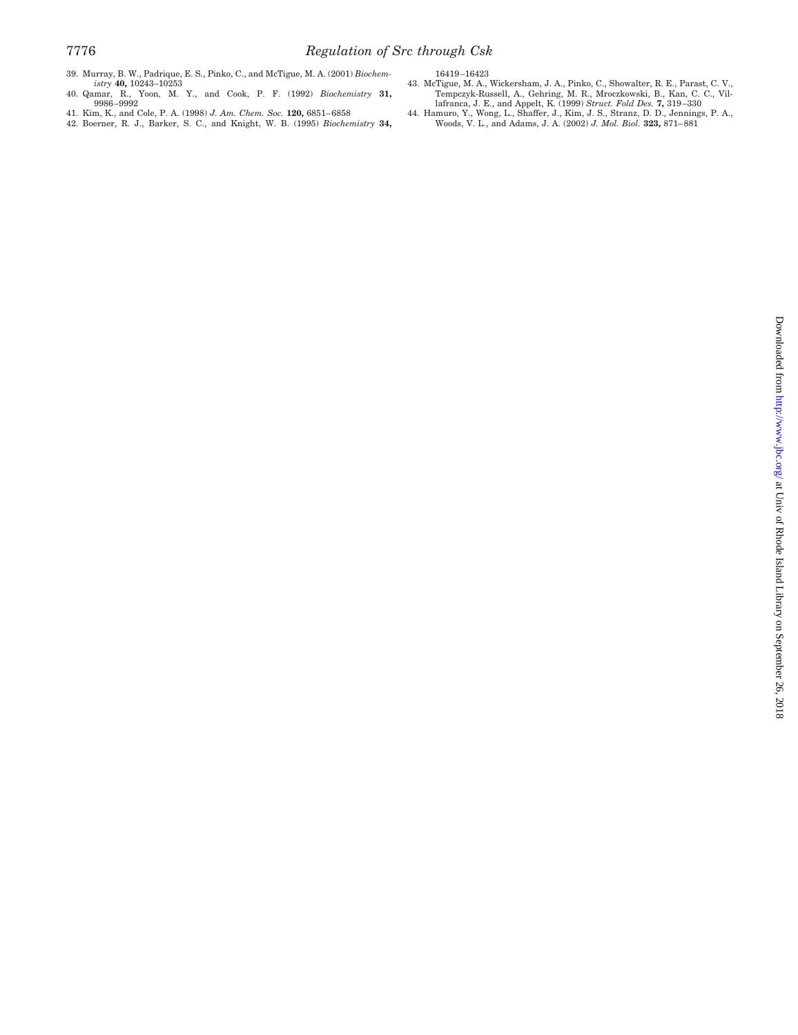39. Murray, B. W., Padrique, E. S., Pinko, C., and McTigue, M. A. (2001) *Biochemistry* **40,** 10243–10253
40. Qamar, R., Yoon, M. Y., and Cook, P. F. (1992) *Biochemistry* **31,** 9986–9992
41. Kim, K., and Cole, P. A. (1998) *J. Am. Chem. Soc.* **120,** 6851–6858
42. Boerner, R. J., Barker, S. C., and Knight, W. B. (1995) *Biochemistry* **34,** 16419–16423
43. McTigue, M. A., Wickersham, J. A., Pinko, C., Showalter, R. E., Parast, C. V., Tempczyk-Russell, A., Gehring, M. R., Mroczkowski, B., Kan, C. C., Villafranca, J. E., and Appelt, K. (1999) *Struct. Fold Des.* **7,** 319–330
44. Hamuro, Y., Wong, L., Shaffer, J., Kim, J. S., Stranz, D. D., Jennings, P. A., Woods, V. L., and Adams, J. A. (2002) *J. Mol. Biol.* **323,** 871–881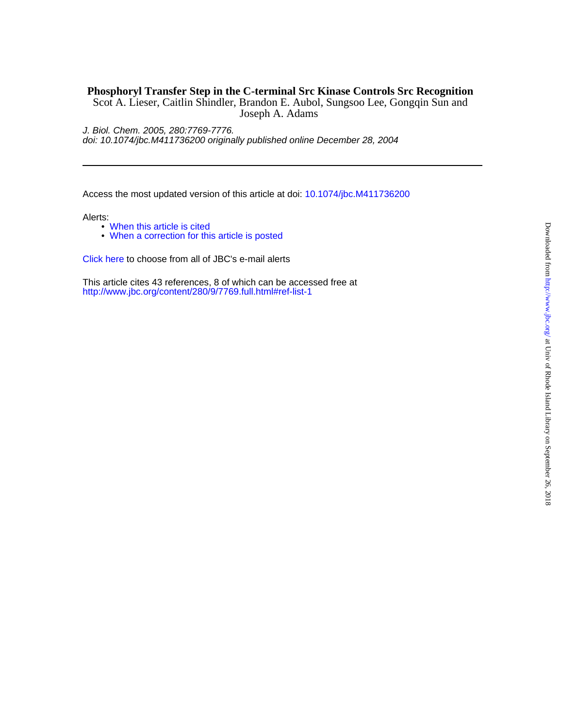**Phosphoryl Transfer Step in the C-terminal Src Kinase Controls Src Recognition**

Scot A. Lieser, Caitlin Shindler, Brandon E. Aubol, Sungsoo Lee, Gongqin Sun and Joseph A. Adams

*J. Biol. Chem. 2005, 280:7769-7776.*
*doi: 10.1074/jbc.M411736200 originally published online December 28, 2004*

---

Access the most updated version of this article at doi: 10.1074/jbc.M411736200

Alerts:

- When this article is cited
- When a correction for this article is posted

Click here to choose from all of JBC's e-mail alerts

This article cites 43 references, 8 of which can be accessed free at
http://www.jbc.org/content/280/9/7769.full.html#ref-list-1

Downloaded from http://www.jbc.org/ at Univ of Rhode Island Library on September 26, 2018